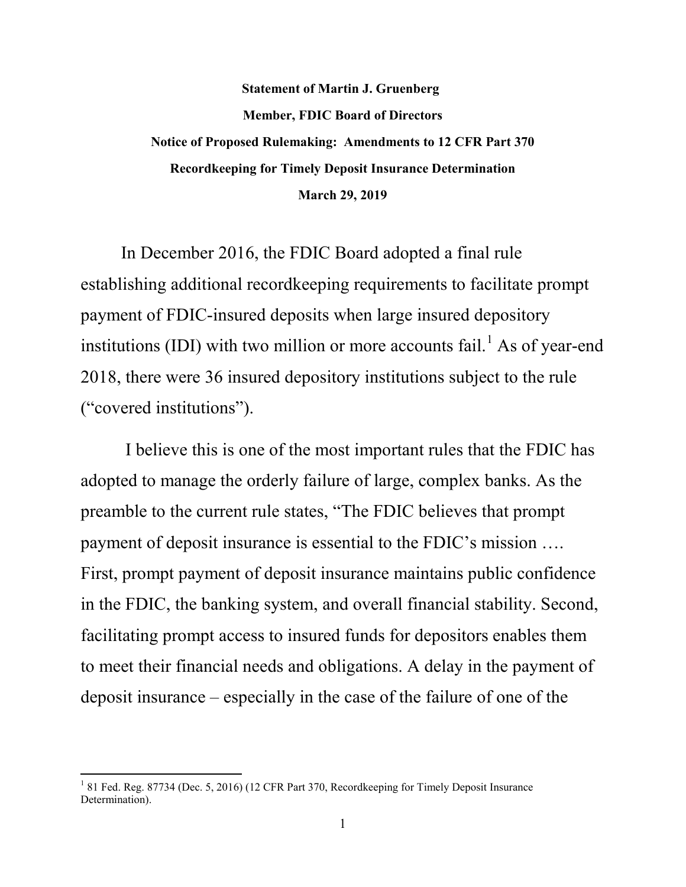**Statement of Martin J. Gruenberg**

**Member, FDIC Board of Directors**

**Notice of Proposed Rulemaking: Amendments to 12 CFR Part 370**

**Recordkeeping for Timely Deposit Insurance Determination**

**March 29, 2019**

In December 2016, the FDIC Board adopted a final rule establishing additional recordkeeping requirements to facilitate prompt payment of FDIC-insured deposits when large insured depository institutions (IDI) with two million or more accounts fail.[1] As of year-end 2018, there were 36 insured depository institutions subject to the rule ("covered institutions").

I believe this is one of the most important rules that the FDIC has adopted to manage the orderly failure of large, complex banks. As the preamble to the current rule states, "The FDIC believes that prompt payment of deposit insurance is essential to the FDIC's mission …. First, prompt payment of deposit insurance maintains public confidence in the FDIC, the banking system, and overall financial stability. Second, facilitating prompt access to insured funds for depositors enables them to meet their financial needs and obligations. A delay in the payment of deposit insurance – especially in the case of the failure of one of the

---

[1] 81 Fed. Reg. 87734 (Dec. 5, 2016) (12 CFR Part 370, Recordkeeping for Timely Deposit Insurance Determination).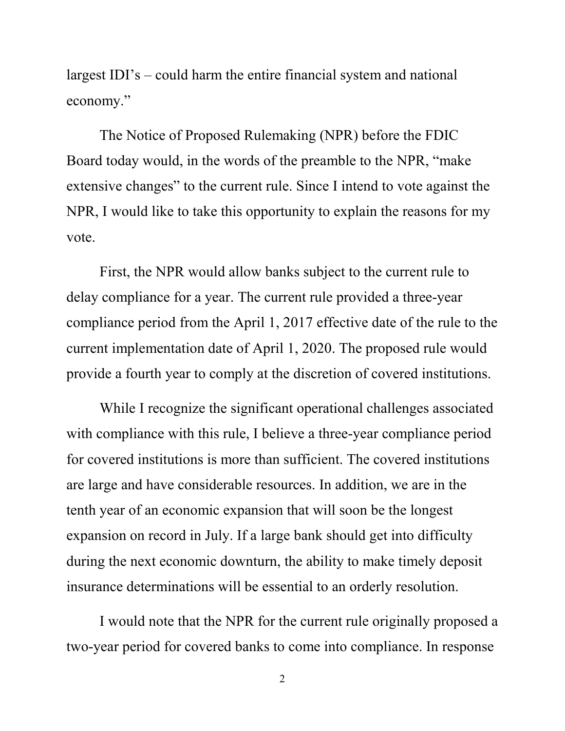largest IDI's – could harm the entire financial system and national economy."

The Notice of Proposed Rulemaking (NPR) before the FDIC Board today would, in the words of the preamble to the NPR, "make extensive changes" to the current rule. Since I intend to vote against the NPR, I would like to take this opportunity to explain the reasons for my vote.

First, the NPR would allow banks subject to the current rule to delay compliance for a year. The current rule provided a three-year compliance period from the April 1, 2017 effective date of the rule to the current implementation date of April 1, 2020. The proposed rule would provide a fourth year to comply at the discretion of covered institutions.

While I recognize the significant operational challenges associated with compliance with this rule, I believe a three-year compliance period for covered institutions is more than sufficient. The covered institutions are large and have considerable resources. In addition, we are in the tenth year of an economic expansion that will soon be the longest expansion on record in July. If a large bank should get into difficulty during the next economic downturn, the ability to make timely deposit insurance determinations will be essential to an orderly resolution.

I would note that the NPR for the current rule originally proposed a two-year period for covered banks to come into compliance. In response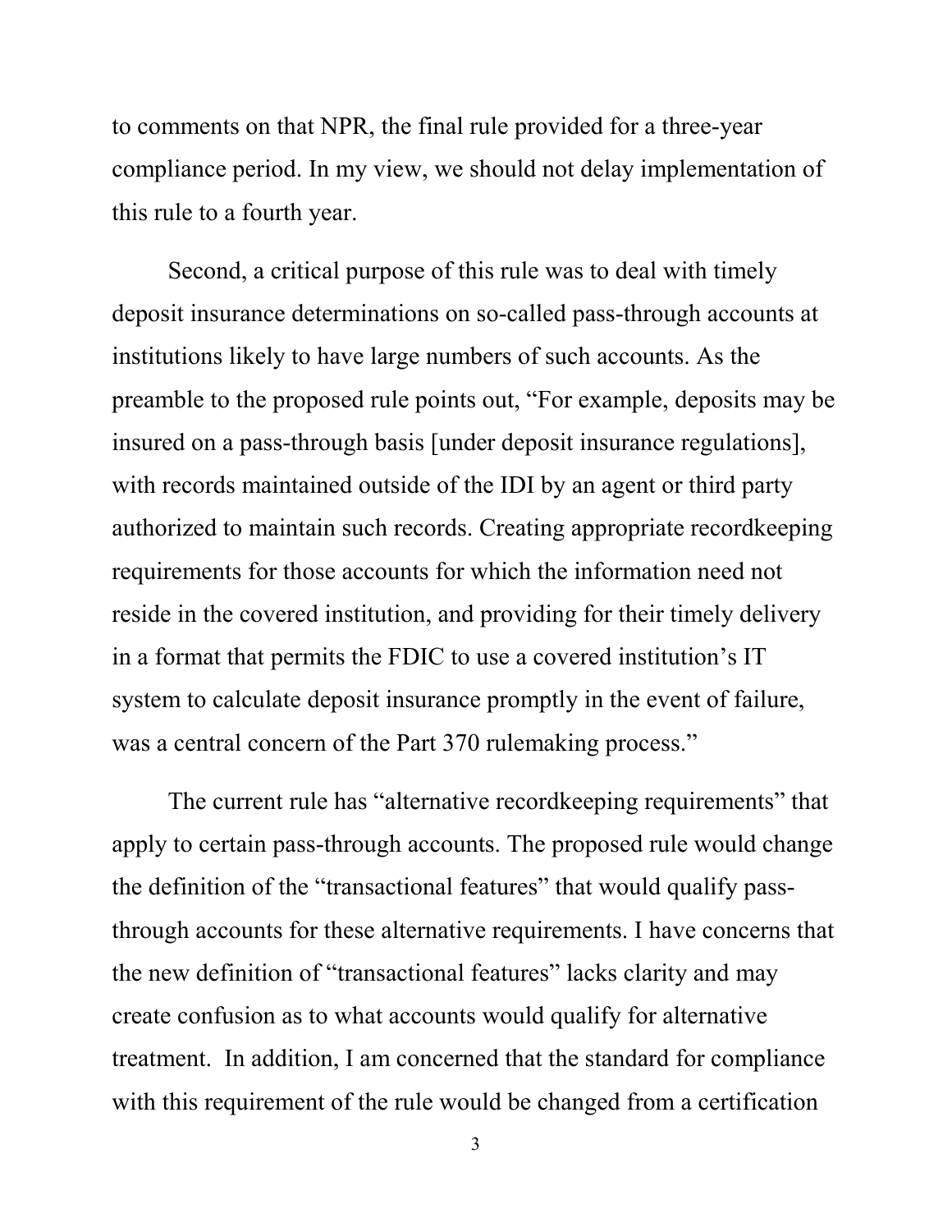to comments on that NPR, the final rule provided for a three-year compliance period. In my view, we should not delay implementation of this rule to a fourth year.

Second, a critical purpose of this rule was to deal with timely deposit insurance determinations on so-called pass-through accounts at institutions likely to have large numbers of such accounts. As the preamble to the proposed rule points out, "For example, deposits may be insured on a pass-through basis [under deposit insurance regulations], with records maintained outside of the IDI by an agent or third party authorized to maintain such records. Creating appropriate recordkeeping requirements for those accounts for which the information need not reside in the covered institution, and providing for their timely delivery in a format that permits the FDIC to use a covered institution's IT system to calculate deposit insurance promptly in the event of failure, was a central concern of the Part 370 rulemaking process."

The current rule has "alternative recordkeeping requirements" that apply to certain pass-through accounts. The proposed rule would change the definition of the "transactional features" that would qualify pass-through accounts for these alternative requirements. I have concerns that the new definition of "transactional features" lacks clarity and may create confusion as to what accounts would qualify for alternative treatment. In addition, I am concerned that the standard for compliance with this requirement of the rule would be changed from a certification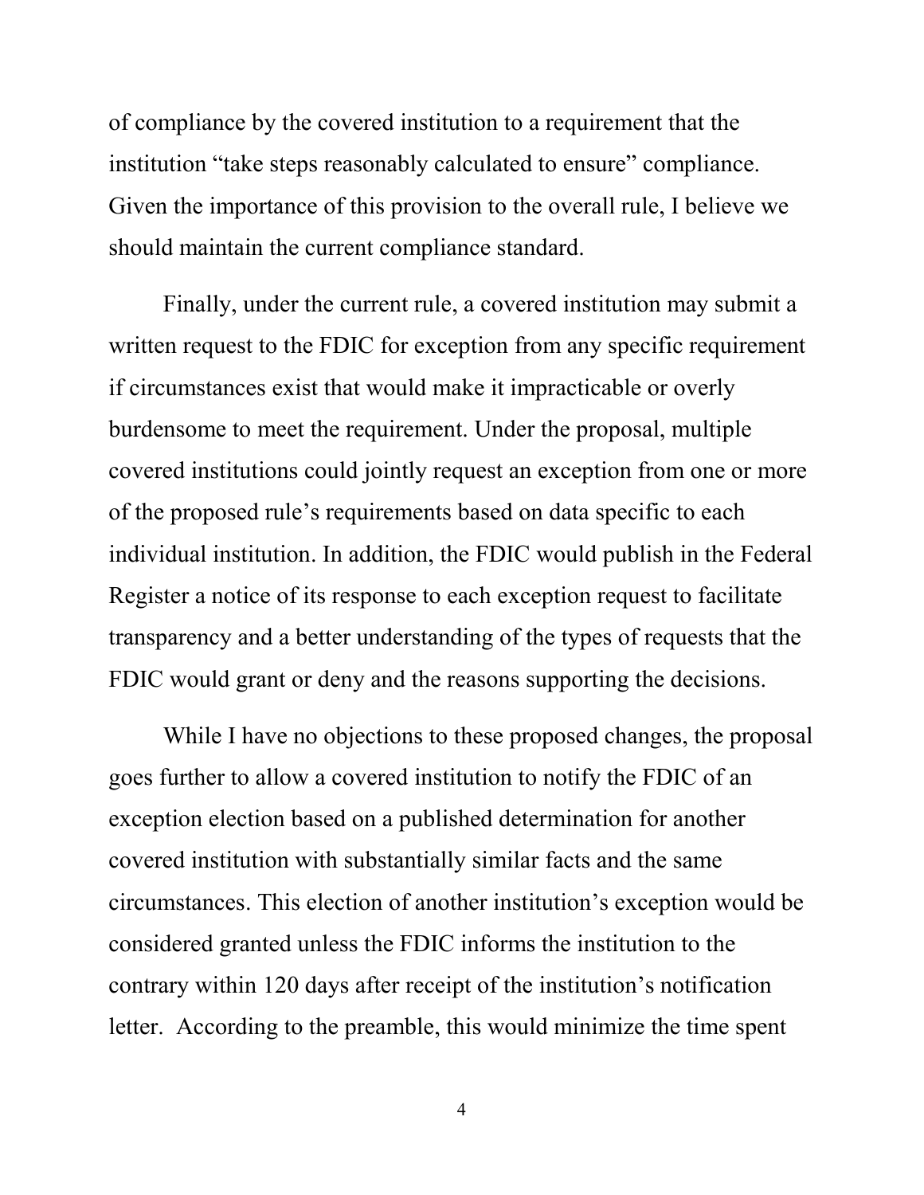of compliance by the covered institution to a requirement that the institution "take steps reasonably calculated to ensure" compliance. Given the importance of this provision to the overall rule, I believe we should maintain the current compliance standard.

Finally, under the current rule, a covered institution may submit a written request to the FDIC for exception from any specific requirement if circumstances exist that would make it impracticable or overly burdensome to meet the requirement. Under the proposal, multiple covered institutions could jointly request an exception from one or more of the proposed rule's requirements based on data specific to each individual institution. In addition, the FDIC would publish in the Federal Register a notice of its response to each exception request to facilitate transparency and a better understanding of the types of requests that the FDIC would grant or deny and the reasons supporting the decisions.

While I have no objections to these proposed changes, the proposal goes further to allow a covered institution to notify the FDIC of an exception election based on a published determination for another covered institution with substantially similar facts and the same circumstances. This election of another institution's exception would be considered granted unless the FDIC informs the institution to the contrary within 120 days after receipt of the institution's notification letter. According to the preamble, this would minimize the time spent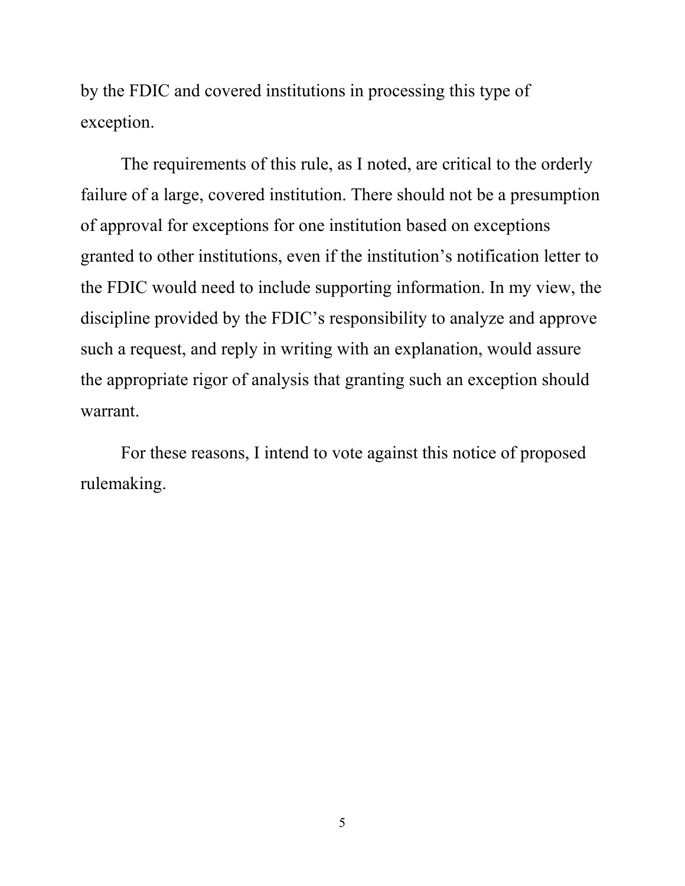by the FDIC and covered institutions in processing this type of exception.

The requirements of this rule, as I noted, are critical to the orderly failure of a large, covered institution. There should not be a presumption of approval for exceptions for one institution based on exceptions granted to other institutions, even if the institution's notification letter to the FDIC would need to include supporting information. In my view, the discipline provided by the FDIC's responsibility to analyze and approve such a request, and reply in writing with an explanation, would assure the appropriate rigor of analysis that granting such an exception should warrant.

For these reasons, I intend to vote against this notice of proposed rulemaking.